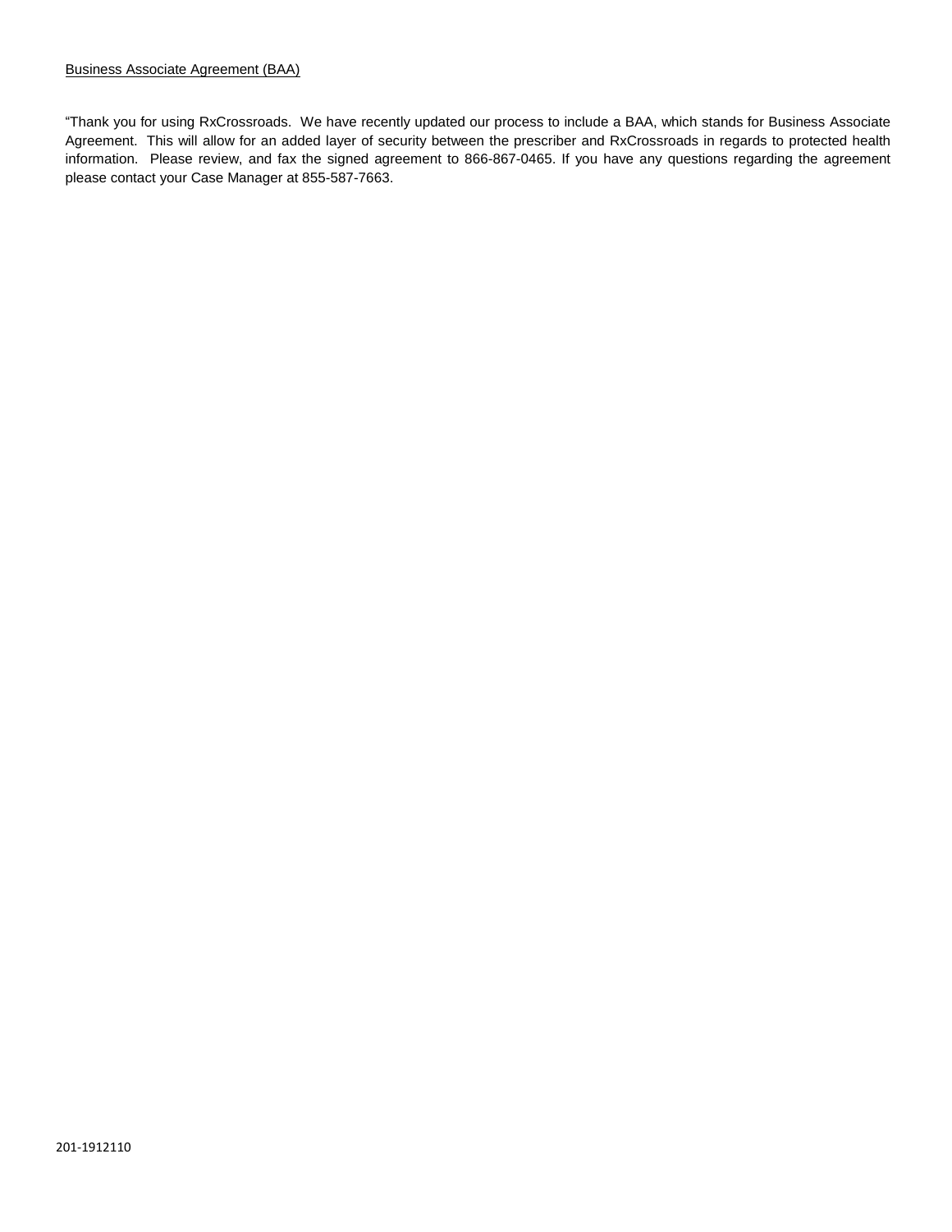<u>Business Associate Agreement (BAA)</u>

"Thank you for using RxCrossroads. We have recently updated our process to include a BAA, which stands for Business Associate Agreement. This will allow for an added layer of security between the prescriber and RxCrossroads in regards to protected health information. Please review, and fax the signed agreement to 866-867-0465. If you have any questions regarding the agreement please contact your Case Manager at 855-587-7663.

201-1912110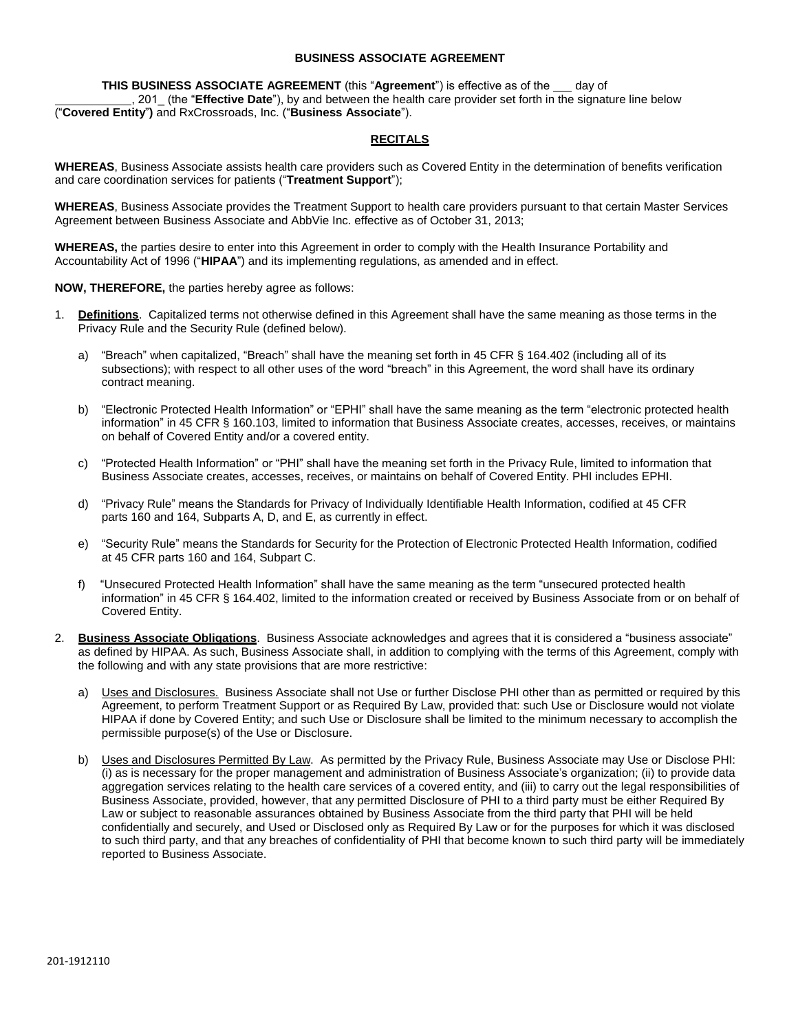## BUSINESS ASSOCIATE AGREEMENT

**THIS BUSINESS ASSOCIATE AGREEMENT** (this "**Agreement**") is effective as of the ___ day of ___________, 201_ (the "**Effective Date**"), by and between the health care provider set forth in the signature line below ("**Covered Entity**") and RxCrossroads, Inc. ("**Business Associate**").

### RECITALS

**WHEREAS**, Business Associate assists health care providers such as Covered Entity in the determination of benefits verification and care coordination services for patients ("**Treatment Support**");

**WHEREAS**, Business Associate provides the Treatment Support to health care providers pursuant to that certain Master Services Agreement between Business Associate and AbbVie Inc. effective as of October 31, 2013;

**WHEREAS,** the parties desire to enter into this Agreement in order to comply with the Health Insurance Portability and Accountability Act of 1996 ("**HIPAA**") and its implementing regulations, as amended and in effect.

**NOW, THEREFORE,** the parties hereby agree as follows:

1. **Definitions**. Capitalized terms not otherwise defined in this Agreement shall have the same meaning as those terms in the Privacy Rule and the Security Rule (defined below).

   a) "Breach" when capitalized, "Breach" shall have the meaning set forth in 45 CFR § 164.402 (including all of its subsections); with respect to all other uses of the word "breach" in this Agreement, the word shall have its ordinary contract meaning.

   b) "Electronic Protected Health Information" or "EPHI" shall have the same meaning as the term "electronic protected health information" in 45 CFR § 160.103, limited to information that Business Associate creates, accesses, receives, or maintains on behalf of Covered Entity and/or a covered entity.

   c) "Protected Health Information" or "PHI" shall have the meaning set forth in the Privacy Rule, limited to information that Business Associate creates, accesses, receives, or maintains on behalf of Covered Entity. PHI includes EPHI.

   d) "Privacy Rule" means the Standards for Privacy of Individually Identifiable Health Information, codified at 45 CFR parts 160 and 164, Subparts A, D, and E, as currently in effect.

   e) "Security Rule" means the Standards for Security for the Protection of Electronic Protected Health Information, codified at 45 CFR parts 160 and 164, Subpart C.

   f) "Unsecured Protected Health Information" shall have the same meaning as the term "unsecured protected health information" in 45 CFR § 164.402, limited to the information created or received by Business Associate from or on behalf of Covered Entity.

2. **Business Associate Obligations**. Business Associate acknowledges and agrees that it is considered a "business associate" as defined by HIPAA. As such, Business Associate shall, in addition to complying with the terms of this Agreement, comply with the following and with any state provisions that are more restrictive:

   a) Uses and Disclosures. Business Associate shall not Use or further Disclose PHI other than as permitted or required by this Agreement, to perform Treatment Support or as Required By Law, provided that: such Use or Disclosure would not violate HIPAA if done by Covered Entity; and such Use or Disclosure shall be limited to the minimum necessary to accomplish the permissible purpose(s) of the Use or Disclosure.

   b) Uses and Disclosures Permitted By Law. As permitted by the Privacy Rule, Business Associate may Use or Disclose PHI: (i) as is necessary for the proper management and administration of Business Associate's organization; (ii) to provide data aggregation services relating to the health care services of a covered entity, and (iii) to carry out the legal responsibilities of Business Associate, provided, however, that any permitted Disclosure of PHI to a third party must be either Required By Law or subject to reasonable assurances obtained by Business Associate from the third party that PHI will be held confidentially and securely, and Used or Disclosed only as Required By Law or for the purposes for which it was disclosed to such third party, and that any breaches of confidentiality of PHI that become known to such third party will be immediately reported to Business Associate.

201-1912110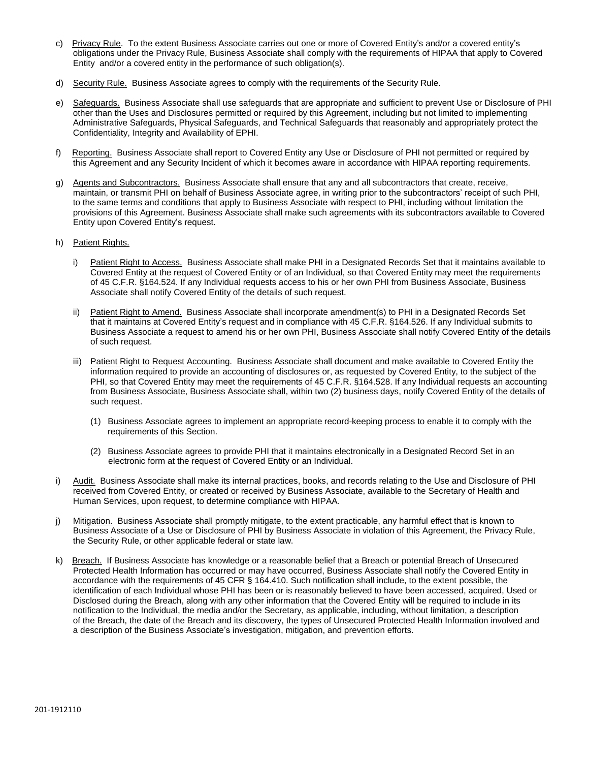c) Privacy Rule. To the extent Business Associate carries out one or more of Covered Entity's and/or a covered entity's obligations under the Privacy Rule, Business Associate shall comply with the requirements of HIPAA that apply to Covered Entity and/or a covered entity in the performance of such obligation(s).

d) Security Rule. Business Associate agrees to comply with the requirements of the Security Rule.

e) Safeguards. Business Associate shall use safeguards that are appropriate and sufficient to prevent Use or Disclosure of PHI other than the Uses and Disclosures permitted or required by this Agreement, including but not limited to implementing Administrative Safeguards, Physical Safeguards, and Technical Safeguards that reasonably and appropriately protect the Confidentiality, Integrity and Availability of EPHI.

f) Reporting. Business Associate shall report to Covered Entity any Use or Disclosure of PHI not permitted or required by this Agreement and any Security Incident of which it becomes aware in accordance with HIPAA reporting requirements.

g) Agents and Subcontractors. Business Associate shall ensure that any and all subcontractors that create, receive, maintain, or transmit PHI on behalf of Business Associate agree, in writing prior to the subcontractors' receipt of such PHI, to the same terms and conditions that apply to Business Associate with respect to PHI, including without limitation the provisions of this Agreement. Business Associate shall make such agreements with its subcontractors available to Covered Entity upon Covered Entity's request.

h) Patient Rights.

   i) Patient Right to Access. Business Associate shall make PHI in a Designated Records Set that it maintains available to Covered Entity at the request of Covered Entity or of an Individual, so that Covered Entity may meet the requirements of 45 C.F.R. §164.524. If any Individual requests access to his or her own PHI from Business Associate, Business Associate shall notify Covered Entity of the details of such request.

   ii) Patient Right to Amend. Business Associate shall incorporate amendment(s) to PHI in a Designated Records Set that it maintains at Covered Entity's request and in compliance with 45 C.F.R. §164.526. If any Individual submits to Business Associate a request to amend his or her own PHI, Business Associate shall notify Covered Entity of the details of such request.

   iii) Patient Right to Request Accounting. Business Associate shall document and make available to Covered Entity the information required to provide an accounting of disclosures or, as requested by Covered Entity, to the subject of the PHI, so that Covered Entity may meet the requirements of 45 C.F.R. §164.528. If any Individual requests an accounting from Business Associate, Business Associate shall, within two (2) business days, notify Covered Entity of the details of such request.

      (1) Business Associate agrees to implement an appropriate record-keeping process to enable it to comply with the requirements of this Section.

      (2) Business Associate agrees to provide PHI that it maintains electronically in a Designated Record Set in an electronic form at the request of Covered Entity or an Individual.

i) Audit. Business Associate shall make its internal practices, books, and records relating to the Use and Disclosure of PHI received from Covered Entity, or created or received by Business Associate, available to the Secretary of Health and Human Services, upon request, to determine compliance with HIPAA.

j) Mitigation. Business Associate shall promptly mitigate, to the extent practicable, any harmful effect that is known to Business Associate of a Use or Disclosure of PHI by Business Associate in violation of this Agreement, the Privacy Rule, the Security Rule, or other applicable federal or state law.

k) Breach. If Business Associate has knowledge or a reasonable belief that a Breach or potential Breach of Unsecured Protected Health Information has occurred or may have occurred, Business Associate shall notify the Covered Entity in accordance with the requirements of 45 CFR § 164.410. Such notification shall include, to the extent possible, the identification of each Individual whose PHI has been or is reasonably believed to have been accessed, acquired, Used or Disclosed during the Breach, along with any other information that the Covered Entity will be required to include in its notification to the Individual, the media and/or the Secretary, as applicable, including, without limitation, a description of the Breach, the date of the Breach and its discovery, the types of Unsecured Protected Health Information involved and a description of the Business Associate's investigation, mitigation, and prevention efforts.

201-1912110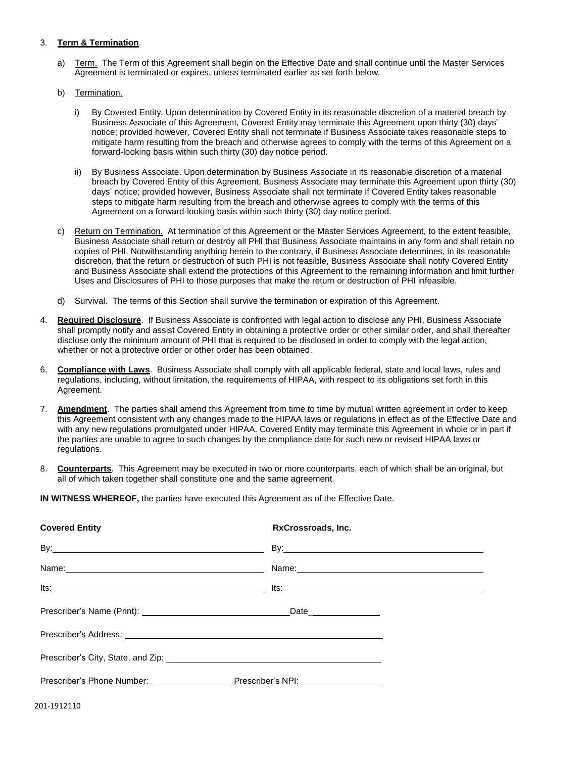3. **Term & Termination**.

   a) Term. The Term of this Agreement shall begin on the Effective Date and shall continue until the Master Services Agreement is terminated or expires, unless terminated earlier as set forth below.

   b) Termination.

      i) By Covered Entity. Upon determination by Covered Entity in its reasonable discretion of a material breach by Business Associate of this Agreement, Covered Entity may terminate this Agreement upon thirty (30) days' notice; provided however, Covered Entity shall not terminate if Business Associate takes reasonable steps to mitigate harm resulting from the breach and otherwise agrees to comply with the terms of this Agreement on a forward-looking basis within such thirty (30) day notice period.

      ii) By Business Associate. Upon determination by Business Associate in its reasonable discretion of a material breach by Covered Entity of this Agreement, Business Associate may terminate this Agreement upon thirty (30) days' notice; provided however, Business Associate shall not terminate if Covered Entity takes reasonable steps to mitigate harm resulting from the breach and otherwise agrees to comply with the terms of this Agreement on a forward-looking basis within such thirty (30) day notice period.

   c) Return on Termination. At termination of this Agreement or the Master Services Agreement, to the extent feasible, Business Associate shall return or destroy all PHI that Business Associate maintains in any form and shall retain no copies of PHI. Notwithstanding anything herein to the contrary, if Business Associate determines, in its reasonable discretion, that the return or destruction of such PHI is not feasible, Business Associate shall notify Covered Entity and Business Associate shall extend the protections of this Agreement to the remaining information and limit further Uses and Disclosures of PHI to those purposes that make the return or destruction of PHI infeasible.

   d) Survival. The terms of this Section shall survive the termination or expiration of this Agreement.

4. **Required Disclosure**. If Business Associate is confronted with legal action to disclose any PHI, Business Associate shall promptly notify and assist Covered Entity in obtaining a protective order or other similar order, and shall thereafter disclose only the minimum amount of PHI that is required to be disclosed in order to comply with the legal action, whether or not a protective order or other order has been obtained.

6. **Compliance with Laws**. Business Associate shall comply with all applicable federal, state and local laws, rules and regulations, including, without limitation, the requirements of HIPAA, with respect to its obligations set forth in this Agreement.

7. **Amendment**. The parties shall amend this Agreement from time to time by mutual written agreement in order to keep this Agreement consistent with any changes made to the HIPAA laws or regulations in effect as of the Effective Date and with any new regulations promulgated under HIPAA. Covered Entity may terminate this Agreement in whole or in part if the parties are unable to agree to such changes by the compliance date for such new or revised HIPAA laws or regulations.

8. **Counterparts**. This Agreement may be executed in two or more counterparts, each of which shall be an original, but all of which taken together shall constitute one and the same agreement.

**IN WITNESS WHEREOF,** the parties have executed this Agreement as of the Effective Date.

| **Covered Entity** | **RxCrossroads, Inc.** |
|---|---|
| By: | By: |
| Name: | Name: |
| Its: | Its: |

Prescriber's Name (Print): ______________________ Date______________

Prescriber's Address: ______________________

Prescriber's City, State, and Zip: ______________________

Prescriber's Phone Number: ______________ Prescriber's NPI: ______________

201-1912110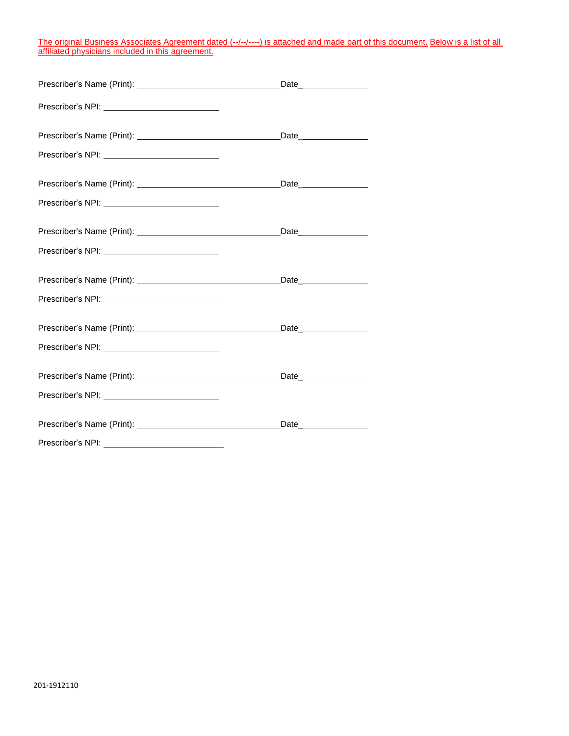The original Business Associates Agreement dated (--/--/----) is attached and made part of this document. Below is a list of all affiliated physicians included in this agreement.

Prescriber's Name (Print): ______________________________ Date______________

Prescriber's NPI: ________________________

Prescriber's Name (Print): ______________________________ Date______________

Prescriber's NPI: ________________________

Prescriber's Name (Print): ______________________________ Date______________

Prescriber's NPI: ________________________

Prescriber's Name (Print): ______________________________ Date______________

Prescriber's NPI: ________________________

Prescriber's Name (Print): ______________________________ Date______________

Prescriber's NPI: ________________________

Prescriber's Name (Print): ______________________________ Date______________

Prescriber's NPI: ________________________

Prescriber's Name (Print): ______________________________ Date______________

Prescriber's NPI: ________________________

Prescriber's Name (Print): ______________________________ Date______________

Prescriber's NPI: ________________________

201-1912110